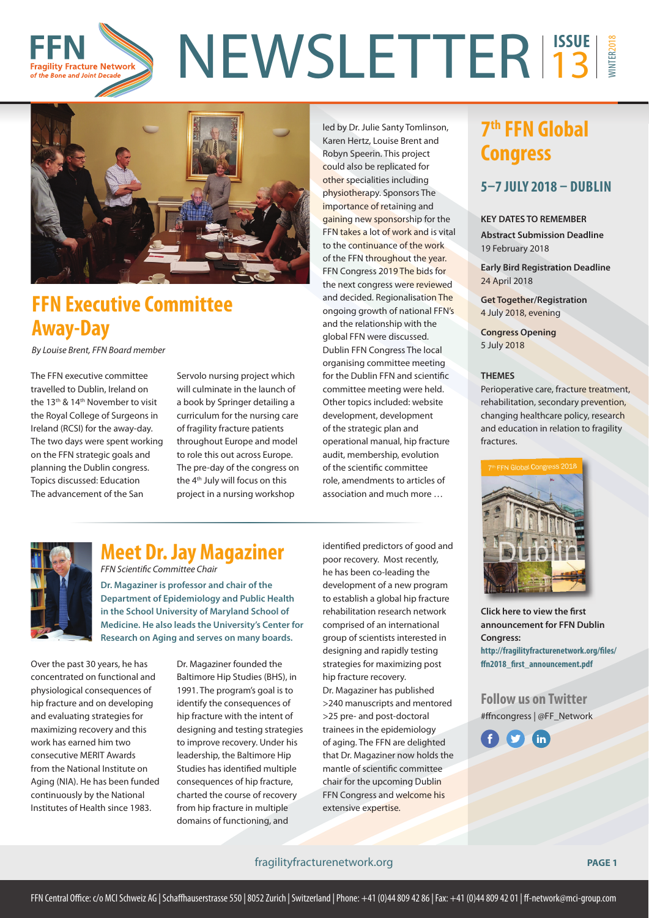# FFN NEWSLETTER ISSUE 13 WINTER 2018

FFN Fragility Fracture Network of the Bone and Joint Decade

## FFN Executive Committee Away-Day

*By Louise Brent, FFN Board member*

The FFN executive committee travelled to Dublin, Ireland on the 13th & 14th November to visit the Royal College of Surgeons in Ireland (RCSI) for the away-day. The two days were spent working on the FFN strategic goals and planning the Dublin congress. Topics discussed: Education The advancement of the San Servolo nursing project which will culminate in the launch of a book by Springer detailing a curriculum for the nursing care of fragility fracture patients throughout Europe and model to role this out across Europe. The pre-day of the congress on the 4th July will focus on this project in a nursing workshop led by Dr. Julie Santy Tomlinson, Karen Hertz, Louise Brent and Robyn Speerin. This project could also be replicated for other specialities including physiotherapy. Sponsors The importance of retaining and gaining new sponsorship for the FFN takes a lot of work and is vital to the continuance of the work of the FFN throughout the year. FFN Congress 2019 The bids for the next congress were reviewed and decided. Regionalisation The ongoing growth of national FFN's and the relationship with the global FFN were discussed. Dublin FFN Congress The local organising committee meeting for the Dublin FFN and scientific committee meeting were held. Other topics included: website development, development of the strategic plan and operational manual, hip fracture audit, membership, evolution of the scientific committee role, amendments to articles of association and much more …

## 7th FFN Global Congress

### 5–7 JULY 2018 – DUBLIN

**KEY DATES TO REMEMBER**

**Abstract Submission Deadline**
19 February 2018

**Early Bird Registration Deadline**
24 April 2018

**Get Together/Registration**
4 July 2018, evening

**Congress Opening**
5 July 2018

**THEMES**

Perioperative care, fracture treatment, rehabilitation, secondary prevention, changing healthcare policy, research and education in relation to fragility fractures.

7th FFN Global Congress 2018 Dublin

**Click here to view the first announcement for FFN Dublin Congress:**
**http://fragilityfracturenetwork.org/files/ffn2018_first_announcement.pdf**

## Meet Dr. Jay Magaziner

*FFN Scientific Committee Chair*

**Dr. Magaziner is professor and chair of the Department of Epidemiology and Public Health in the School University of Maryland School of Medicine. He also leads the University's Center for Research on Aging and serves on many boards.**

Over the past 30 years, he has concentrated on functional and physiological consequences of hip fracture and on developing and evaluating strategies for maximizing recovery and this work has earned him two consecutive MERIT Awards from the National Institute on Aging (NIA). He has been funded continuously by the National Institutes of Health since 1983.

Dr. Magaziner founded the Baltimore Hip Studies (BHS), in 1991. The program's goal is to identify the consequences of hip fracture with the intent of designing and testing strategies to improve recovery. Under his leadership, the Baltimore Hip Studies has identified multiple consequences of hip fracture, charted the course of recovery from hip fracture in multiple domains of functioning, and identified predictors of good and poor recovery. Most recently, he has been co-leading the development of a new program to establish a global hip fracture rehabilitation research network comprised of an international group of scientists interested in designing and rapidly testing strategies for maximizing post hip fracture recovery.

Dr. Magaziner has published >240 manuscripts and mentored >25 pre- and post-doctoral trainees in the epidemiology of aging. The FFN are delighted that Dr. Magaziner now holds the mantle of scientific committee chair for the upcoming Dublin FFN Congress and welcome his extensive expertise.

## Follow us on Twitter

#ffncongress | @FF_Network

fragilityfracturenetwork.org

FFN Central Office: c/o MCI Schweiz AG | Schaffhauserstrasse 550 | 8052 Zurich | Switzerland | Phone: +41 (0)44 809 42 86 | Fax: +41 (0)44 809 42 01 | ff-network@mci-group.com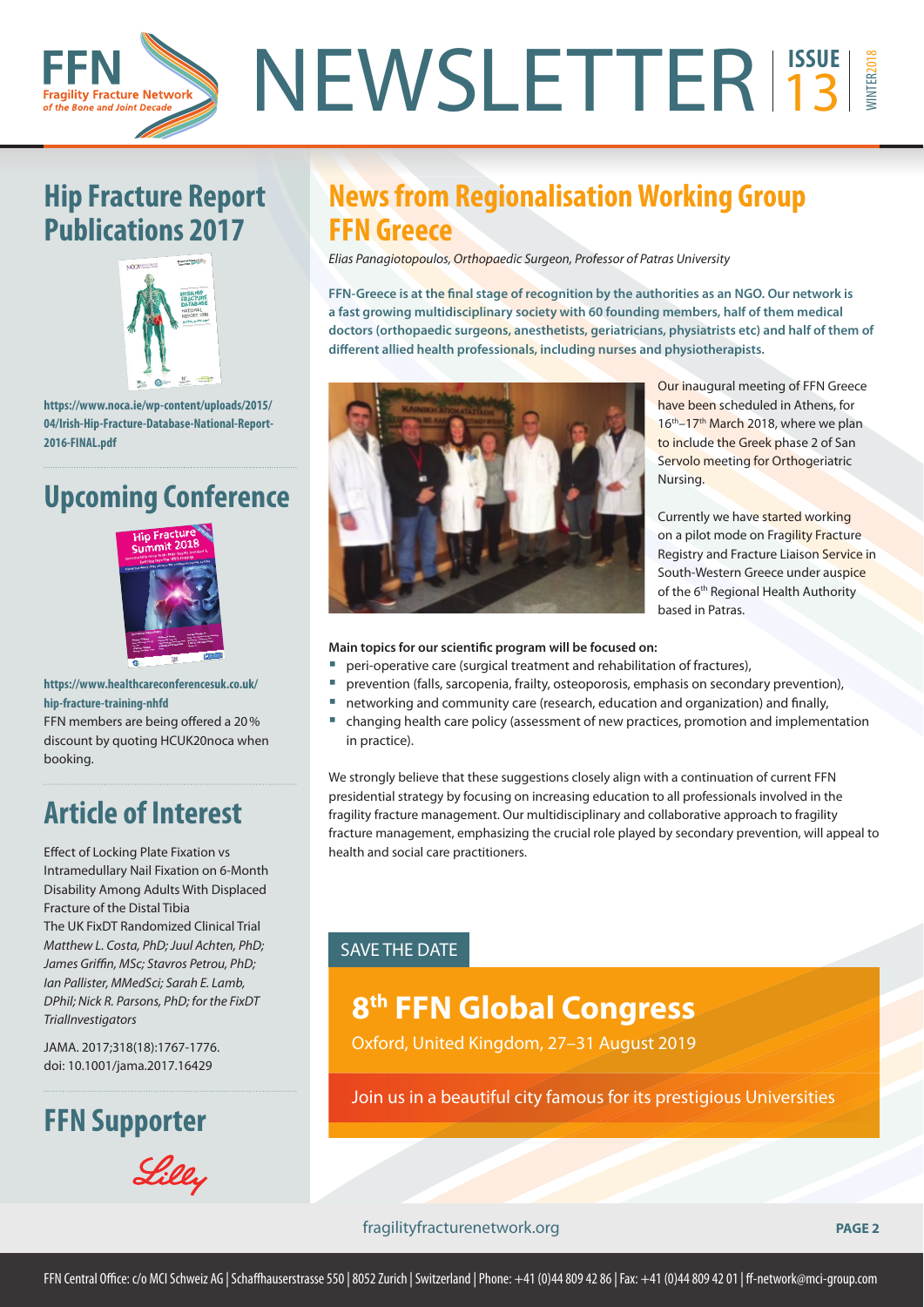# NEWSLETTER ISSUE 13 WINTER2018

## Hip Fracture Report Publications 2017

https://www.noca.ie/wp-content/uploads/2015/04/Irish-Hip-Fracture-Database-National-Report-2016-FINAL.pdf

## Upcoming Conference

https://www.healthcareconferencesuk.co.uk/hip-fracture-training-nhfd

FFN members are being offered a 20% discount by quoting HCUK20noca when booking.

## Article of Interest

Effect of Locking Plate Fixation vs Intramedullary Nail Fixation on 6-Month Disability Among Adults With Displaced Fracture of the Distal Tibia
The UK FixDT Randomized Clinical Trial
*Matthew L. Costa, PhD; Juul Achten, PhD; James Griffin, MSc; Stavros Petrou, PhD; Ian Pallister, MMedSci; Sarah E. Lamb, DPhil; Nick R. Parsons, PhD; for the FixDT TrialInvestigators*

JAMA. 2017;318(18):1767-1776.
doi: 10.1001/jama.2017.16429

## FFN Supporter

Lilly

# News from Regionalisation Working Group FFN Greece

*Elias Panagiotopoulos, Orthopaedic Surgeon, Professor of Patras University*

**FFN-Greece is at the final stage of recognition by the authorities as an NGO. Our network is a fast growing multidisciplinary society with 60 founding members, half of them medical doctors (orthopaedic surgeons, anesthetists, geriatricians, physiatrists etc) and half of them of different allied health professionals, including nurses and physiotherapists.**

Our inaugural meeting of FFN Greece have been scheduled in Athens, for 16th–17th March 2018, where we plan to include the Greek phase 2 of San Servolo meeting for Orthogeriatric Nursing.

Currently we have started working on a pilot mode on Fragility Fracture Registry and Fracture Liaison Service in South-Western Greece under auspice of the 6th Regional Health Authority based in Patras.

**Main topics for our scientific program will be focused on:**

- peri-operative care (surgical treatment and rehabilitation of fractures),
- prevention (falls, sarcopenia, frailty, osteoporosis, emphasis on secondary prevention),
- networking and community care (research, education and organization) and finally,
- changing health care policy (assessment of new practices, promotion and implementation in practice).

We strongly believe that these suggestions closely align with a continuation of current FFN presidential strategy by focusing on increasing education to all professionals involved in the fragility fracture management. Our multidisciplinary and collaborative approach to fragility fracture management, emphasizing the crucial role played by secondary prevention, will appeal to health and social care practitioners.

SAVE THE DATE

## 8th FFN Global Congress

Oxford, United Kingdom, 27–31 August 2019

Join us in a beautiful city famous for its prestigious Universities

fragilityfracturenetwork.org

FFN Central Office: c/o MCI Schweiz AG | Schaffhauserstrasse 550 | 8052 Zurich | Switzerland | Phone: +41 (0)44 809 42 86 | Fax: +41 (0)44 809 42 01 | ff-network@mci-group.com